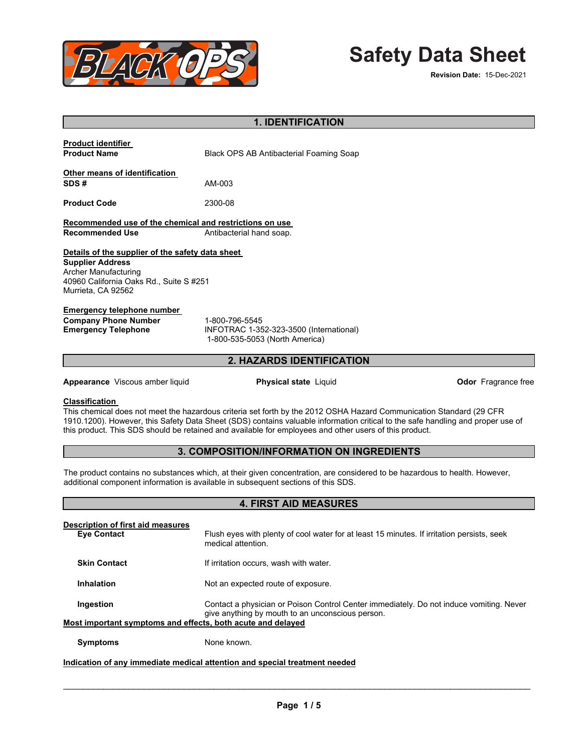# Safety Data Sheet

**Revision Date:** 15-Dec-2021

## 1. IDENTIFICATION

**Product identifier**

**Product Name** Black OPS AB Antibacterial Foaming Soap

**Other means of identification**

**SDS #** AM-003

**Product Code** 2300-08

**Recommended use of the chemical and restrictions on use**

**Recommended Use** Antibacterial hand soap.

**Details of the supplier of the safety data sheet**

**Supplier Address**
Archer Manufacturing
40960 California Oaks Rd., Suite S #251
Murrieta, CA 92562

**Emergency telephone number**

**Company Phone Number** 1-800-796-5545

**Emergency Telephone** INFOTRAC 1-352-323-3500 (International)
1-800-535-5053 (North America)

## 2. HAZARDS IDENTIFICATION

**Appearance** Viscous amber liquid

**Physical state** Liquid

**Odor** Fragrance free

**Classification**

This chemical does not meet the hazardous criteria set forth by the 2012 OSHA Hazard Communication Standard (29 CFR 1910.1200). However, this Safety Data Sheet (SDS) contains valuable information critical to the safe handling and proper use of this product. This SDS should be retained and available for employees and other users of this product.

## 3. COMPOSITION/INFORMATION ON INGREDIENTS

The product contains no substances which, at their given concentration, are considered to be hazardous to health. However, additional component information is available in subsequent sections of this SDS.

## 4. FIRST AID MEASURES

**Description of first aid measures**

**Eye Contact** Flush eyes with plenty of cool water for at least 15 minutes. If irritation persists, seek medical attention.

**Skin Contact** If irritation occurs, wash with water.

**Inhalation** Not an expected route of exposure.

**Ingestion** Contact a physician or Poison Control Center immediately. Do not induce vomiting. Never give anything by mouth to an unconscious person.

**Most important symptoms and effects, both acute and delayed**

**Symptoms** None known.

**Indication of any immediate medical attention and special treatment needed**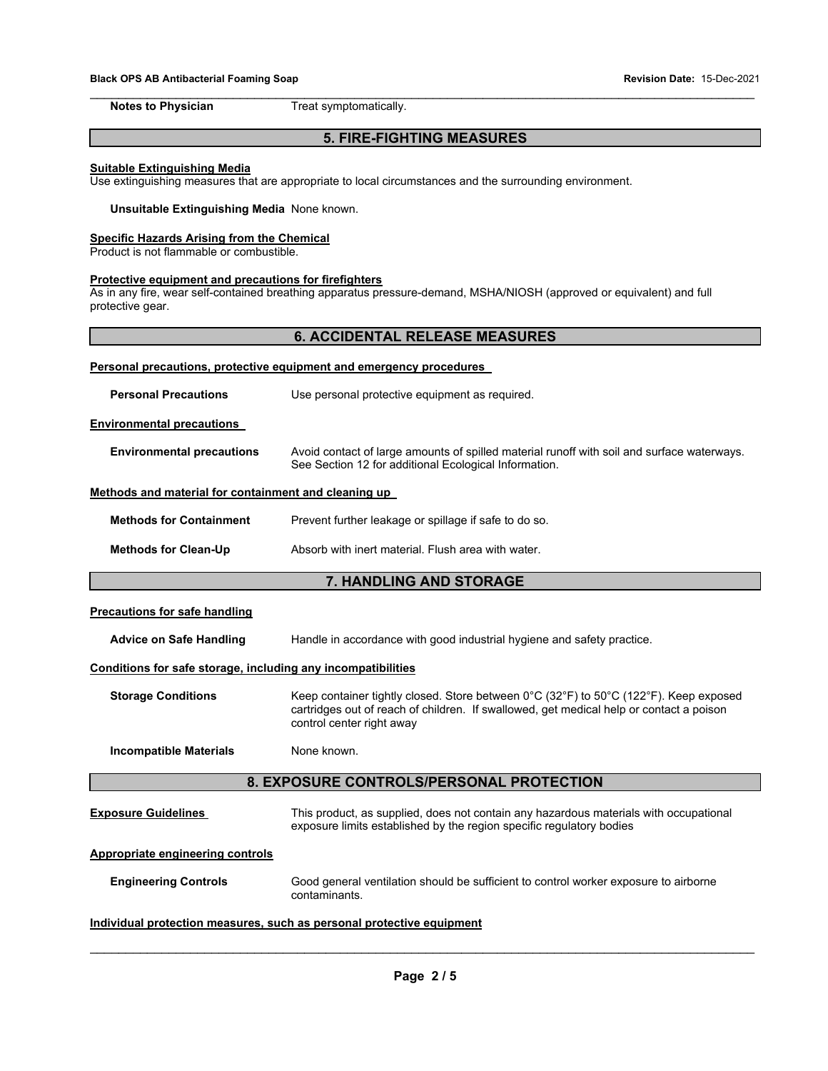**Notes to Physician** Treat symptomatically.

## 5. FIRE-FIGHTING MEASURES

**Suitable Extinguishing Media**

Use extinguishing measures that are appropriate to local circumstances and the surrounding environment.

**Unsuitable Extinguishing Media** None known.

**Specific Hazards Arising from the Chemical**

Product is not flammable or combustible.

**Protective equipment and precautions for firefighters**

As in any fire, wear self-contained breathing apparatus pressure-demand, MSHA/NIOSH (approved or equivalent) and full protective gear.

## 6. ACCIDENTAL RELEASE MEASURES

**Personal precautions, protective equipment and emergency procedures**

**Personal Precautions** Use personal protective equipment as required.

**Environmental precautions**

**Environmental precautions** Avoid contact of large amounts of spilled material runoff with soil and surface waterways. See Section 12 for additional Ecological Information.

**Methods and material for containment and cleaning up**

**Methods for Containment** Prevent further leakage or spillage if safe to do so.

**Methods for Clean-Up** Absorb with inert material. Flush area with water.

## 7. HANDLING AND STORAGE

**Precautions for safe handling**

**Advice on Safe Handling** Handle in accordance with good industrial hygiene and safety practice.

**Conditions for safe storage, including any incompatibilities**

**Storage Conditions** Keep container tightly closed. Store between 0°C (32°F) to 50°C (122°F). Keep exposed cartridges out of reach of children. If swallowed, get medical help or contact a poison control center right away

**Incompatible Materials** None known.

## 8. EXPOSURE CONTROLS/PERSONAL PROTECTION

**Exposure Guidelines** This product, as supplied, does not contain any hazardous materials with occupational exposure limits established by the region specific regulatory bodies

**Appropriate engineering controls**

**Engineering Controls** Good general ventilation should be sufficient to control worker exposure to airborne contaminants.

**Individual protection measures, such as personal protective equipment**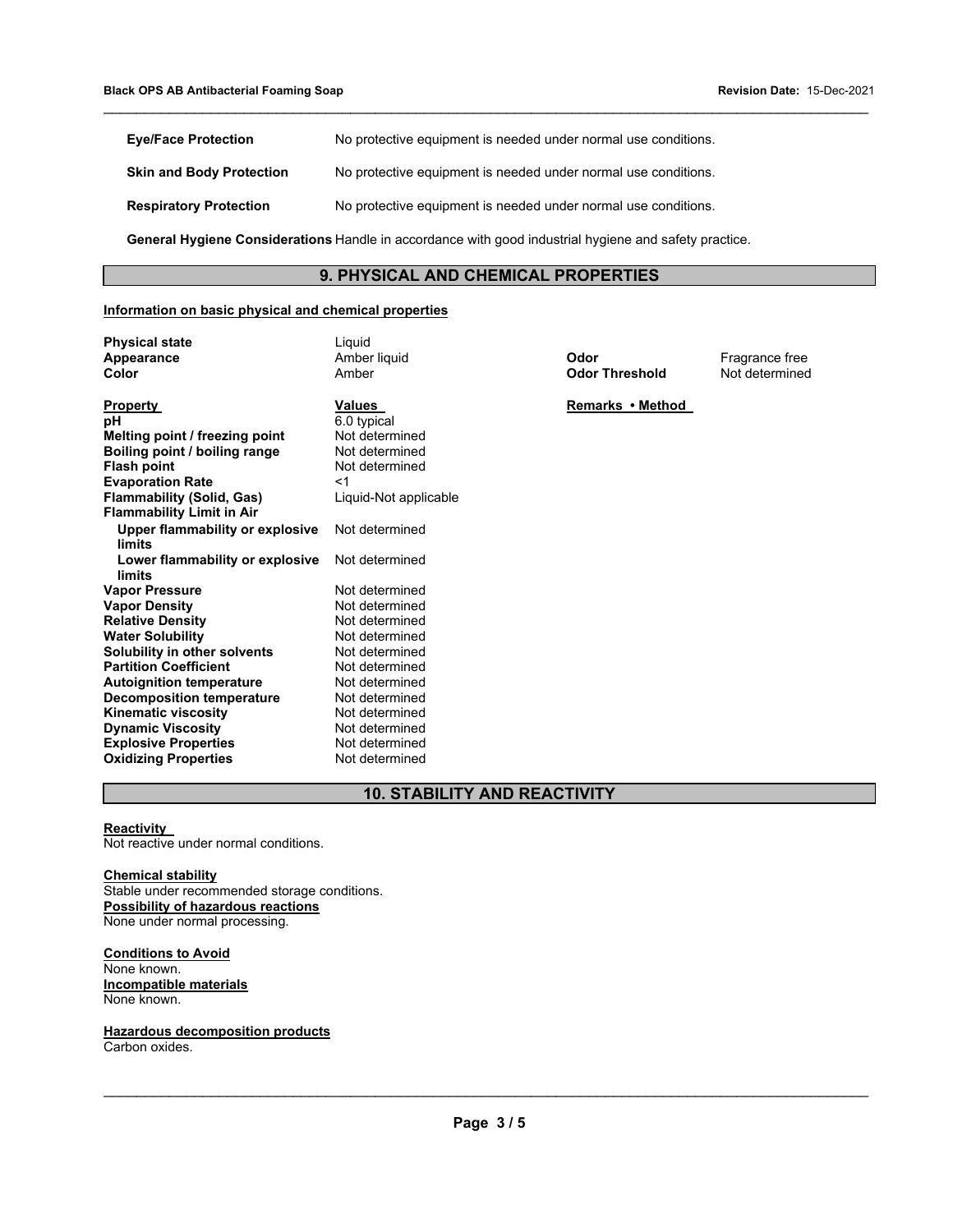| | |
|---|---|
| **Eye/Face Protection** | No protective equipment is needed under normal use conditions. |
| **Skin and Body Protection** | No protective equipment is needed under normal use conditions. |
| **Respiratory Protection** | No protective equipment is needed under normal use conditions. |

**General Hygiene Considerations** Handle in accordance with good industrial hygiene and safety practice.

## 9. PHYSICAL AND CHEMICAL PROPERTIES

**Information on basic physical and chemical properties**

| | | | |
|---|---|---|---|
| **Physical state** | Liquid | | |
| **Appearance** | Amber liquid | **Odor** | Fragrance free |
| **Color** | Amber | **Odor Threshold** | Not determined |

| **Property** | **Values** | **Remarks • Method** |
|---|---|---|
| **pH** | 6.0 typical | |
| **Melting point / freezing point** | Not determined | |
| **Boiling point / boiling range** | Not determined | |
| **Flash point** | Not determined | |
| **Evaporation Rate** | <1 | |
| **Flammability (Solid, Gas)** | Liquid-Not applicable | |
| **Flammability Limit in Air** | | |
| **Upper flammability or explosive limits** | Not determined | |
| **Lower flammability or explosive limits** | Not determined | |
| **Vapor Pressure** | Not determined | |
| **Vapor Density** | Not determined | |
| **Relative Density** | Not determined | |
| **Water Solubility** | Not determined | |
| **Solubility in other solvents** | Not determined | |
| **Partition Coefficient** | Not determined | |
| **Autoignition temperature** | Not determined | |
| **Decomposition temperature** | Not determined | |
| **Kinematic viscosity** | Not determined | |
| **Dynamic Viscosity** | Not determined | |
| **Explosive Properties** | Not determined | |
| **Oxidizing Properties** | Not determined | |

## 10. STABILITY AND REACTIVITY

**Reactivity**
Not reactive under normal conditions.

**Chemical stability**
Stable under recommended storage conditions.

**Possibility of hazardous reactions**
None under normal processing.

**Conditions to Avoid**
None known.

**Incompatible materials**
None known.

**Hazardous decomposition products**
Carbon oxides.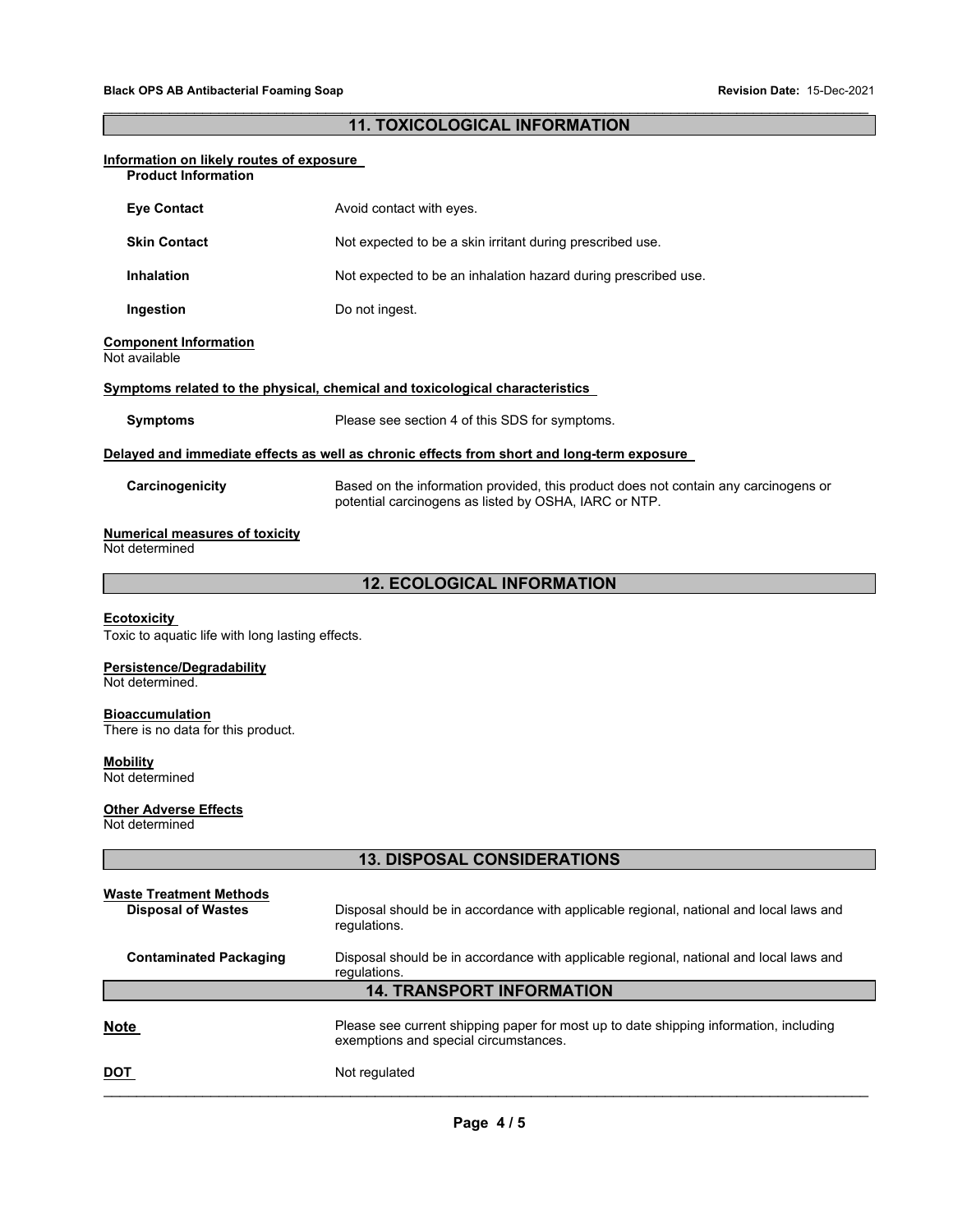## 11. TOXICOLOGICAL INFORMATION

**Information on likely routes of exposure**

**Product Information**

| | |
|---|---|
| **Eye Contact** | Avoid contact with eyes. |
| **Skin Contact** | Not expected to be a skin irritant during prescribed use. |
| **Inhalation** | Not expected to be an inhalation hazard during prescribed use. |
| **Ingestion** | Do not ingest. |

**Component Information**

Not available

**Symptoms related to the physical, chemical and toxicological characteristics**

| | |
|---|---|
| **Symptoms** | Please see section 4 of this SDS for symptoms. |

**Delayed and immediate effects as well as chronic effects from short and long-term exposure**

| | |
|---|---|
| **Carcinogenicity** | Based on the information provided, this product does not contain any carcinogens or potential carcinogens as listed by OSHA, IARC or NTP. |

**Numerical measures of toxicity**

Not determined

## 12. ECOLOGICAL INFORMATION

**Ecotoxicity**

Toxic to aquatic life with long lasting effects.

**Persistence/Degradability**

Not determined.

**Bioaccumulation**

There is no data for this product.

**Mobility**

Not determined

**Other Adverse Effects**

Not determined

## 13. DISPOSAL CONSIDERATIONS

**Waste Treatment Methods**

| | |
|---|---|
| **Disposal of Wastes** | Disposal should be in accordance with applicable regional, national and local laws and regulations. |
| **Contaminated Packaging** | Disposal should be in accordance with applicable regional, national and local laws and regulations. |

## 14. TRANSPORT INFORMATION

| | |
|---|---|
| **Note** | Please see current shipping paper for most up to date shipping information, including exemptions and special circumstances. |
| **DOT** | Not regulated |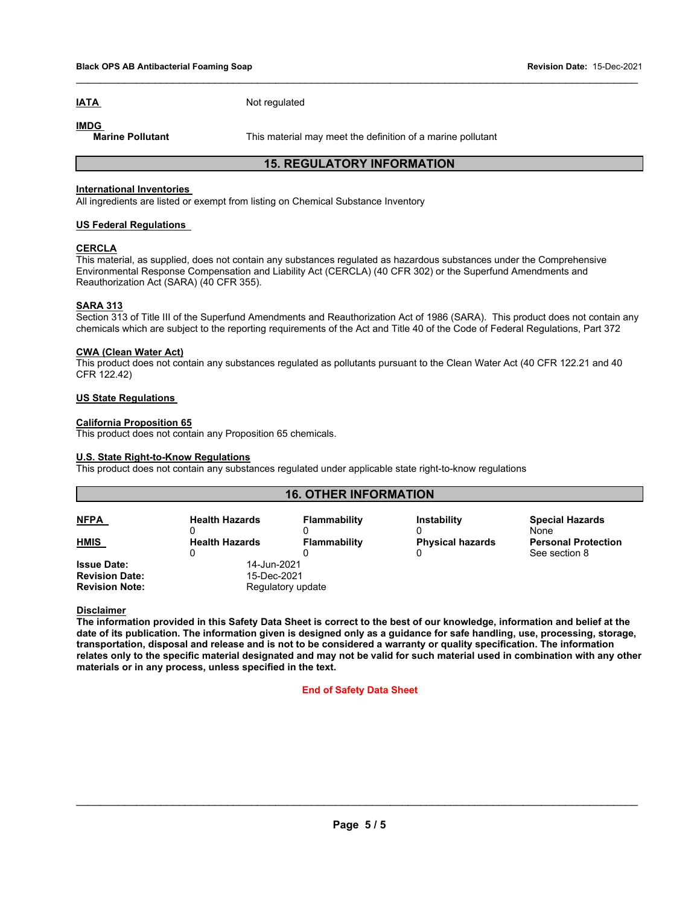**IATA** Not regulated

**IMDG**
**Marine Pollutant** This material may meet the definition of a marine pollutant

## 15. REGULATORY INFORMATION

**International Inventories**
All ingredients are listed or exempt from listing on Chemical Substance Inventory

**US Federal Regulations**

**CERCLA**
This material, as supplied, does not contain any substances regulated as hazardous substances under the Comprehensive Environmental Response Compensation and Liability Act (CERCLA) (40 CFR 302) or the Superfund Amendments and Reauthorization Act (SARA) (40 CFR 355).

**SARA 313**
Section 313 of Title III of the Superfund Amendments and Reauthorization Act of 1986 (SARA). This product does not contain any chemicals which are subject to the reporting requirements of the Act and Title 40 of the Code of Federal Regulations, Part 372

**CWA (Clean Water Act)**
This product does not contain any substances regulated as pollutants pursuant to the Clean Water Act (40 CFR 122.21 and 40 CFR 122.42)

**US State Regulations**

**California Proposition 65**
This product does not contain any Proposition 65 chemicals.

**U.S. State Right-to-Know Regulations**
This product does not contain any substances regulated under applicable state right-to-know regulations

## 16. OTHER INFORMATION

| | | | | |
|---|---|---|---|---|
| **NFPA** | **Health Hazards** 0 | **Flammability** 0 | **Instability** 0 | **Special Hazards** None |
| **HMIS** | **Health Hazards** 0 | **Flammability** 0 | **Physical hazards** 0 | **Personal Protection** See section 8 |

**Issue Date:** 14-Jun-2021
**Revision Date:** 15-Dec-2021
**Revision Note:** Regulatory update

**Disclaimer**
**The information provided in this Safety Data Sheet is correct to the best of our knowledge, information and belief at the date of its publication. The information given is designed only as a guidance for safe handling, use, processing, storage, transportation, disposal and release and is not to be considered a warranty or quality specification. The information relates only to the specific material designated and may not be valid for such material used in combination with any other materials or in any process, unless specified in the text.**

**End of Safety Data Sheet**